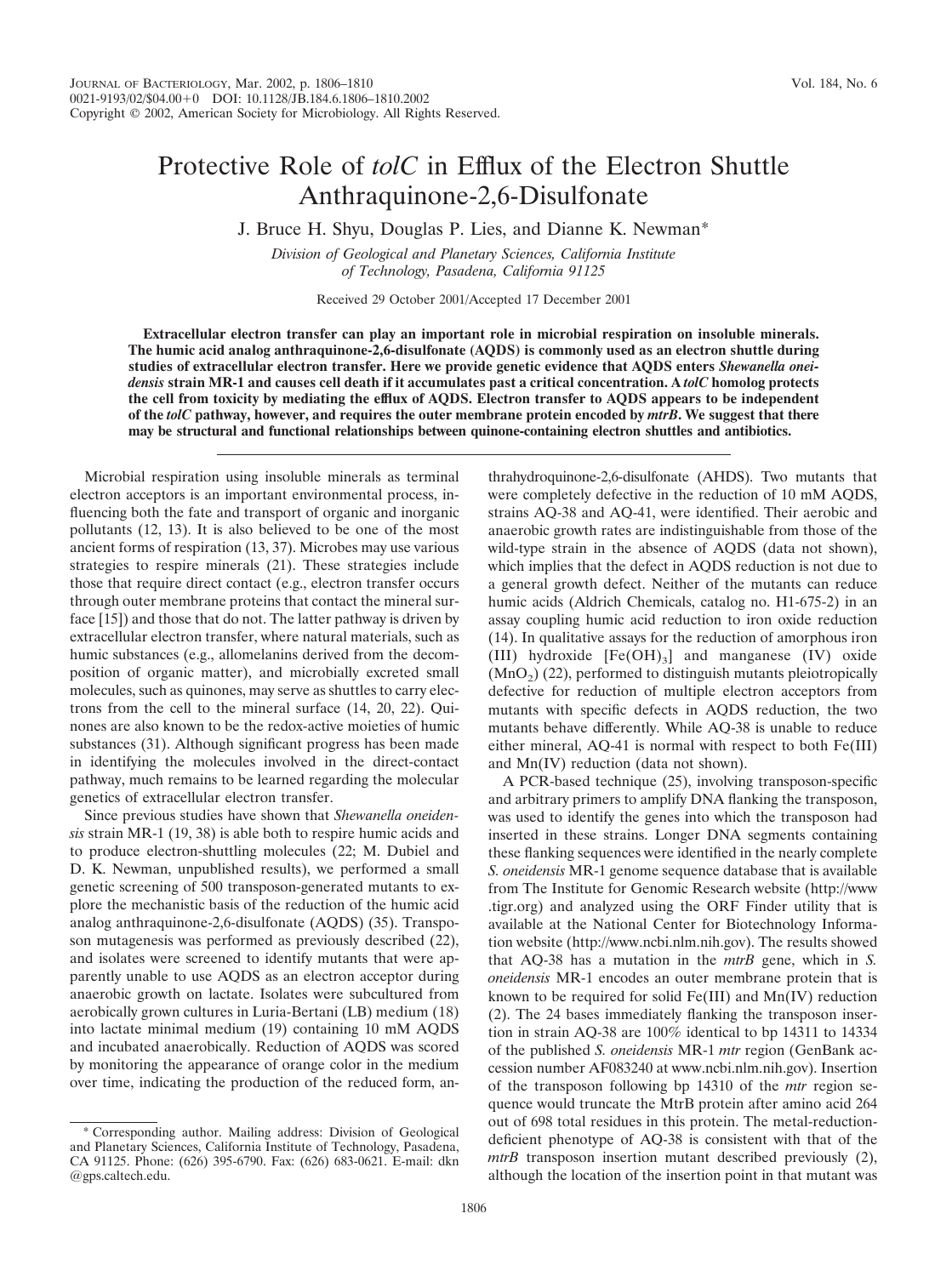# Protective Role of *tolC* in Efflux of the Electron Shuttle Anthraquinone-2,6-Disulfonate

J. Bruce H. Shyu, Douglas P. Lies, and Dianne K. Newman*

*Division of Geological and Planetary Sciences, California Institute of Technology, Pasadena, California 91125*

Received 29 October 2001/Accepted 17 December 2001

**Extracellular electron transfer can play an important role in microbial respiration on insoluble minerals. The humic acid analog anthraquinone-2,6-disulfonate (AQDS) is commonly used as an electron shuttle during studies of extracellular electron transfer. Here we provide genetic evidence that AQDS enters *Shewanella oneidensis* strain MR-1 and causes cell death if it accumulates past a critical concentration. A *tolC* homolog protects the cell from toxicity by mediating the efflux of AQDS. Electron transfer to AQDS appears to be independent of the *tolC* pathway, however, and requires the outer membrane protein encoded by *mtrB*. We suggest that there may be structural and functional relationships between quinone-containing electron shuttles and antibiotics.**

Microbial respiration using insoluble minerals as terminal electron acceptors is an important environmental process, influencing both the fate and transport of organic and inorganic pollutants (12, 13). It is also believed to be one of the most ancient forms of respiration (13, 37). Microbes may use various strategies to respire minerals (21). These strategies include those that require direct contact (e.g., electron transfer occurs through outer membrane proteins that contact the mineral surface [15]) and those that do not. The latter pathway is driven by extracellular electron transfer, where natural materials, such as humic substances (e.g., allomelanins derived from the decomposition of organic matter), and microbially excreted small molecules, such as quinones, may serve as shuttles to carry electrons from the cell to the mineral surface (14, 20, 22). Quinones are also known to be the redox-active moieties of humic substances (31). Although significant progress has been made in identifying the molecules involved in the direct-contact pathway, much remains to be learned regarding the molecular genetics of extracellular electron transfer.

Since previous studies have shown that *Shewanella oneidensis* strain MR-1 (19, 38) is able both to respire humic acids and to produce electron-shuttling molecules (22; M. Dubiel and D. K. Newman, unpublished results), we performed a small genetic screening of 500 transposon-generated mutants to explore the mechanistic basis of the reduction of the humic acid analog anthraquinone-2,6-disulfonate (AQDS) (35). Transposon mutagenesis was performed as previously described (22), and isolates were screened to identify mutants that were apparently unable to use AQDS as an electron acceptor during anaerobic growth on lactate. Isolates were subcultured from aerobically grown cultures in Luria-Bertani (LB) medium (18) into lactate minimal medium (19) containing 10 mM AQDS and incubated anaerobically. Reduction of AQDS was scored by monitoring the appearance of orange color in the medium over time, indicating the production of the reduced form, anthrahydroquinone-2,6-disulfonate (AHDS). Two mutants that were completely defective in the reduction of 10 mM AQDS, strains AQ-38 and AQ-41, were identified. Their aerobic and anaerobic growth rates are indistinguishable from those of the wild-type strain in the absence of AQDS (data not shown), which implies that the defect in AQDS reduction is not due to a general growth defect. Neither of the mutants can reduce humic acids (Aldrich Chemicals, catalog no. H1-675-2) in an assay coupling humic acid reduction to iron oxide reduction (14). In qualitative assays for the reduction of amorphous iron (III) hydroxide [$Fe(OH)_3$] and manganese (IV) oxide ($MnO_2$) (22), performed to distinguish mutants pleiotropically defective for reduction of multiple electron acceptors from mutants with specific defects in AQDS reduction, the two mutants behave differently. While AQ-38 is unable to reduce either mineral, AQ-41 is normal with respect to both Fe(III) and Mn(IV) reduction (data not shown).

A PCR-based technique (25), involving transposon-specific and arbitrary primers to amplify DNA flanking the transposon, was used to identify the genes into which the transposon had inserted in these strains. Longer DNA segments containing these flanking sequences were identified in the nearly complete *S. oneidensis* MR-1 genome sequence database that is available from The Institute for Genomic Research website (http://www.tigr.org) and analyzed using the ORF Finder utility that is available at the National Center for Biotechnology Information website (http://www.ncbi.nlm.nih.gov). The results showed that AQ-38 has a mutation in the *mtrB* gene, which in *S. oneidensis* MR-1 encodes an outer membrane protein that is known to be required for solid Fe(III) and Mn(IV) reduction (2). The 24 bases immediately flanking the transposon insertion in strain AQ-38 are 100% identical to bp 14311 to 14334 of the published *S. oneidensis* MR-1 *mtr* region (GenBank accession number AF083240 at www.ncbi.nlm.nih.gov). Insertion of the transposon following bp 14310 of the *mtr* region sequence would truncate the MtrB protein after amino acid 264 out of 698 total residues in this protein. The metal-reduction-deficient phenotype of AQ-38 is consistent with that of the *mtrB* transposon insertion mutant described previously (2), although the location of the insertion point in that mutant was

* Corresponding author. Mailing address: Division of Geological and Planetary Sciences, California Institute of Technology, Pasadena, CA 91125. Phone: (626) 395-6790. Fax: (626) 683-0621. E-mail: dkn@gps.caltech.edu.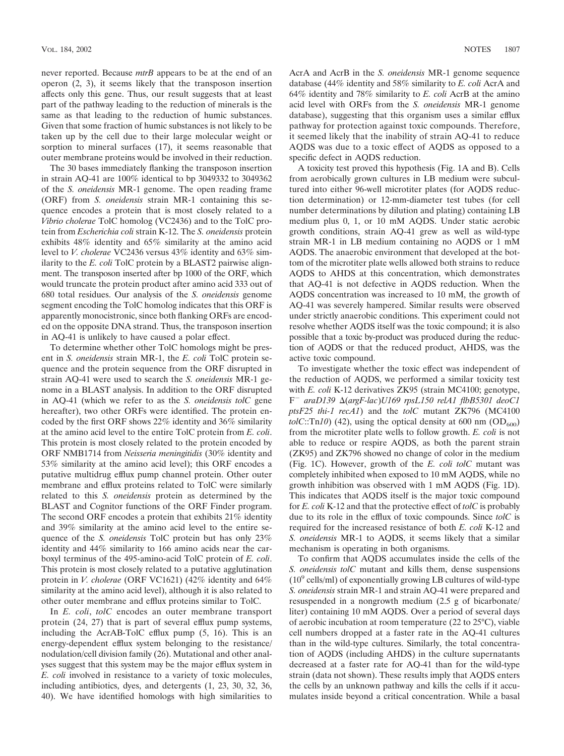never reported. Because *mtrB* appears to be at the end of an operon (2, 3), it seems likely that the transposon insertion affects only this gene. Thus, our result suggests that at least part of the pathway leading to the reduction of minerals is the same as that leading to the reduction of humic substances. Given that some fraction of humic substances is not likely to be taken up by the cell due to their large molecular weight or sorption to mineral surfaces (17), it seems reasonable that outer membrane proteins would be involved in their reduction.

The 30 bases immediately flanking the transposon insertion in strain AQ-41 are 100% identical to bp 3049332 to 3049362 of the *S. oneidensis* MR-1 genome. The open reading frame (ORF) from *S. oneidensis* strain MR-1 containing this sequence encodes a protein that is most closely related to a *Vibrio cholerae* TolC homolog (VC2436) and to the TolC protein from *Escherichia coli* strain K-12. The *S. oneidensis* protein exhibits 48% identity and 65% similarity at the amino acid level to *V. cholerae* VC2436 versus 43% identity and 63% similarity to the *E. coli* TolC protein by a BLAST2 pairwise alignment. The transposon inserted after bp 1000 of the ORF, which would truncate the protein product after amino acid 333 out of 680 total residues. Our analysis of the *S. oneidensis* genome segment encoding the TolC homolog indicates that this ORF is apparently monocistronic, since both flanking ORFs are encoded on the opposite DNA strand. Thus, the transposon insertion in AQ-41 is unlikely to have caused a polar effect.

To determine whether other TolC homologs might be present in *S. oneidensis* strain MR-1, the *E. coli* TolC protein sequence and the protein sequence from the ORF disrupted in strain AQ-41 were used to search the *S. oneidensis* MR-1 genome in a BLAST analysis. In addition to the ORF disrupted in AQ-41 (which we refer to as the *S. oneidensis tolC* gene hereafter), two other ORFs were identified. The protein encoded by the first ORF shows 22% identity and 36% similarity at the amino acid level to the entire TolC protein from *E. coli*. This protein is most closely related to the protein encoded by ORF NMB1714 from *Neisseria meningitidis* (30% identity and 53% similarity at the amino acid level); this ORF encodes a putative multidrug efflux pump channel protein. Other outer membrane and efflux proteins related to TolC were similarly related to this *S. oneidensis* protein as determined by the BLAST and Cognitor functions of the ORF Finder program. The second ORF encodes a protein that exhibits 21% identity and 39% similarity at the amino acid level to the entire sequence of the *S. oneidensis* TolC protein but has only 23% identity and 44% similarity to 166 amino acids near the carboxyl terminus of the 495-amino-acid TolC protein of *E. coli*. This protein is most closely related to a putative agglutination protein in *V. cholerae* (ORF VC1621) (42% identity and 64% similarity at the amino acid level), although it is also related to other outer membrane and efflux proteins similar to TolC.

In *E. coli*, *tolC* encodes an outer membrane transport protein (24, 27) that is part of several efflux pump systems, including the AcrAB-TolC efflux pump (5, 16). This is an energy-dependent efflux system belonging to the resistance/nodulation/cell division family (26). Mutational and other analyses suggest that this system may be the major efflux system in *E. coli* involved in resistance to a variety of toxic molecules, including antibiotics, dyes, and detergents (1, 23, 30, 32, 36, 40). We have identified homologs with high similarities to AcrA and AcrB in the *S. oneidensis* MR-1 genome sequence database (44% identity and 58% similarity to *E. coli* AcrA and 64% identity and 78% similarity to *E. coli* AcrB at the amino acid level with ORFs from the *S. oneidensis* MR-1 genome database), suggesting that this organism uses a similar efflux pathway for protection against toxic compounds. Therefore, it seemed likely that the inability of strain AQ-41 to reduce AQDS was due to a toxic effect of AQDS as opposed to a specific defect in AQDS reduction.

A toxicity test proved this hypothesis (Fig. 1A and B). Cells from aerobically grown cultures in LB medium were subcultured into either 96-well microtiter plates (for AQDS reduction determination) or 12-mm-diameter test tubes (for cell number determinations by dilution and plating) containing LB medium plus 0, 1, or 10 mM AQDS. Under static aerobic growth conditions, strain AQ-41 grew as well as wild-type strain MR-1 in LB medium containing no AQDS or 1 mM AQDS. The anaerobic environment that developed at the bottom of the microtiter plate wells allowed both strains to reduce AQDS to AHDS at this concentration, which demonstrates that AQ-41 is not defective in AQDS reduction. When the AQDS concentration was increased to 10 mM, the growth of AQ-41 was severely hampered. Similar results were observed under strictly anaerobic conditions. This experiment could not resolve whether AQDS itself was the toxic compound; it is also possible that a toxic by-product was produced during the reduction of AQDS or that the reduced product, AHDS, was the active toxic compound.

To investigate whether the toxic effect was independent of the reduction of AQDS, we performed a similar toxicity test with *E. coli* K-12 derivatives ZK95 (strain MC4100; genotype, $F^-$ *araD139* Δ(*argF-lac*)*U169 rpsL150 relA1 flbB5301 deoC1 ptsF25 thi-1 recA1*) and the *tolC* mutant ZK796 (MC4100 *tolC*::Tn*10*) (42), using the optical density at 600 nm ($OD_{600}$) from the microtiter plate wells to follow growth. *E. coli* is not able to reduce or respire AQDS, as both the parent strain (ZK95) and ZK796 showed no change of color in the medium (Fig. 1C). However, growth of the *E. coli tolC* mutant was completely inhibited when exposed to 10 mM AQDS, while no growth inhibition was observed with 1 mM AQDS (Fig. 1D). This indicates that AQDS itself is the major toxic compound for *E. coli* K-12 and that the protective effect of *tolC* is probably due to its role in the efflux of toxic compounds. Since *tolC* is required for the increased resistance of both *E. coli* K-12 and *S. oneidensis* MR-1 to AQDS, it seems likely that a similar mechanism is operating in both organisms.

To confirm that AQDS accumulates inside the cells of the *S. oneidensis tolC* mutant and kills them, dense suspensions ($10^9$ cells/ml) of exponentially growing LB cultures of wild-type *S. oneidensis* strain MR-1 and strain AQ-41 were prepared and resuspended in a nongrowth medium (2.5 g of bicarbonate/liter) containing 10 mM AQDS. Over a period of several days of aerobic incubation at room temperature (22 to 25°C), viable cell numbers dropped at a faster rate in the AQ-41 cultures than in the wild-type cultures. Similarly, the total concentration of AQDS (including AHDS) in the culture supernatants decreased at a faster rate for AQ-41 than for the wild-type strain (data not shown). These results imply that AQDS enters the cells by an unknown pathway and kills the cells if it accumulates inside beyond a critical concentration. While a basal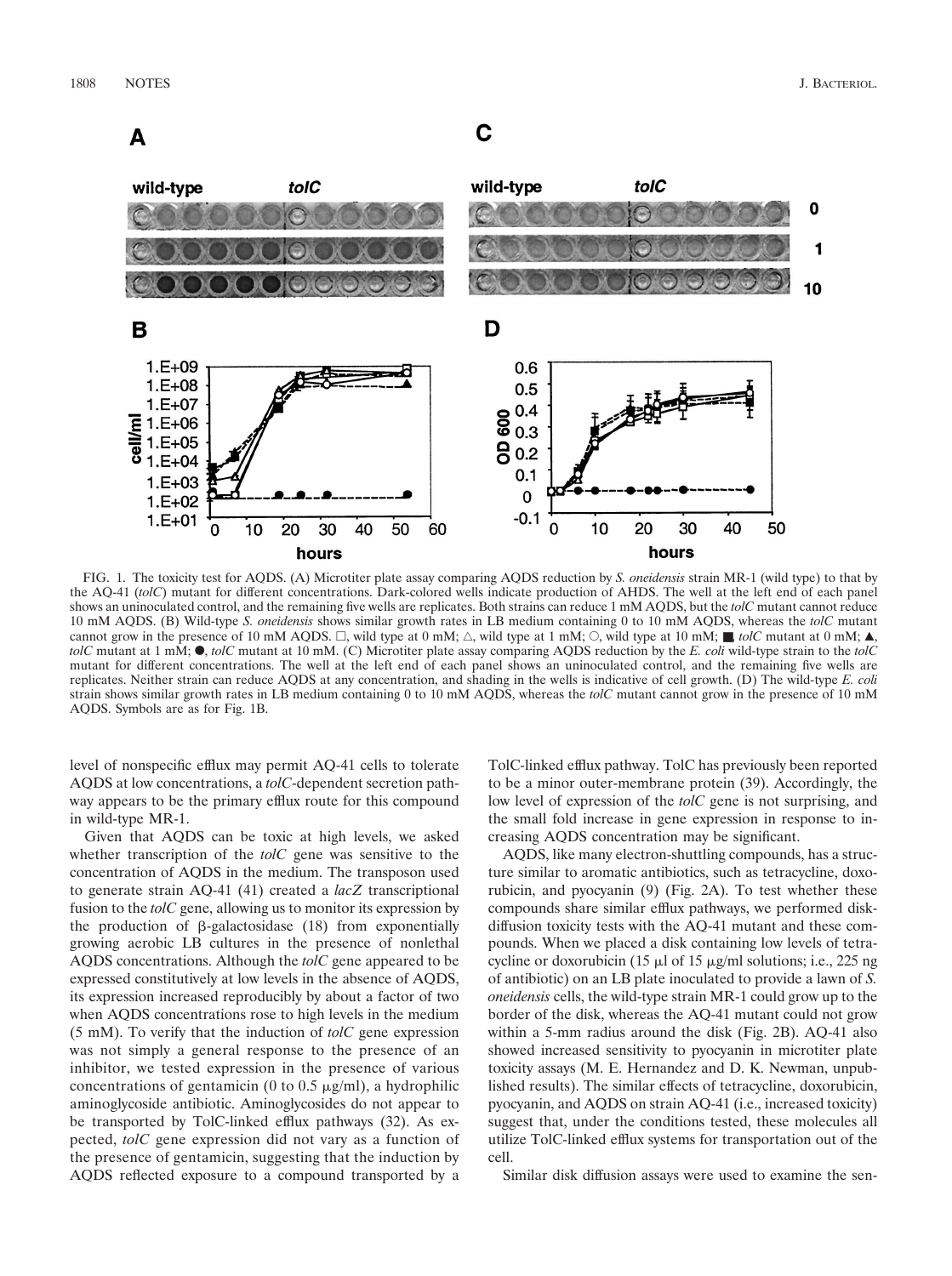FIG. 1. The toxicity test for AQDS. (A) Microtiter plate assay comparing AQDS reduction by *S. oneidensis* strain MR-1 (wild type) to that by the AQ-41 (*tolC*) mutant for different concentrations. Dark-colored wells indicate production of AHDS. The well at the left end of each panel shows an uninoculated control, and the remaining five wells are replicates. Both strains can reduce 1 mM AQDS, but the *tolC* mutant cannot reduce 10 mM AQDS. (B) Wild-type *S. oneidensis* shows similar growth rates in LB medium containing 0 to 10 mM AQDS, whereas the *tolC* mutant cannot grow in the presence of 10 mM AQDS. □, wild type at 0 mM; △, wild type at 1 mM; ○, wild type at 10 mM; ■, *tolC* mutant at 0 mM; ▲, *tolC* mutant at 1 mM; ●, *tolC* mutant at 10 mM. (C) Microtiter plate assay comparing AQDS reduction by the *E. coli* wild-type strain to the *tolC* mutant for different concentrations. The well at the left end of each panel shows an uninoculated control, and the remaining five wells are replicates. Neither strain can reduce AQDS at any concentration, and shading in the wells is indicative of cell growth. (D) The wild-type *E. coli* strain shows similar growth rates in LB medium containing 0 to 10 mM AQDS, whereas the *tolC* mutant cannot grow in the presence of 10 mM AQDS. Symbols are as for Fig. 1B.

level of nonspecific efflux may permit AQ-41 cells to tolerate AQDS at low concentrations, a *tolC*-dependent secretion pathway appears to be the primary efflux route for this compound in wild-type MR-1.

Given that AQDS can be toxic at high levels, we asked whether transcription of the *tolC* gene was sensitive to the concentration of AQDS in the medium. The transposon used to generate strain AQ-41 (41) created a *lacZ* transcriptional fusion to the *tolC* gene, allowing us to monitor its expression by the production of β-galactosidase (18) from exponentially growing aerobic LB cultures in the presence of nonlethal AQDS concentrations. Although the *tolC* gene appeared to be expressed constitutively at low levels in the absence of AQDS, its expression increased reproducibly by about a factor of two when AQDS concentrations rose to high levels in the medium (5 mM). To verify that the induction of *tolC* gene expression was not simply a general response to the presence of an inhibitor, we tested expression in the presence of various concentrations of gentamicin (0 to 0.5 μg/ml), a hydrophilic aminoglycoside antibiotic. Aminoglycosides do not appear to be transported by TolC-linked efflux pathways (32). As expected, *tolC* gene expression did not vary as a function of the presence of gentamicin, suggesting that the induction by AQDS reflected exposure to a compound transported by a TolC-linked efflux pathway. TolC has previously been reported to be a minor outer-membrane protein (39). Accordingly, the low level of expression of the *tolC* gene is not surprising, and the small fold increase in gene expression in response to increasing AQDS concentration may be significant.

AQDS, like many electron-shuttling compounds, has a structure similar to aromatic antibiotics, such as tetracycline, doxorubicin, and pyocyanin (9) (Fig. 2A). To test whether these compounds share similar efflux pathways, we performed disk-diffusion toxicity tests with the AQ-41 mutant and these compounds. When we placed a disk containing low levels of tetracycline or doxorubicin (15 μl of 15 μg/ml solutions; i.e., 225 ng of antibiotic) on an LB plate inoculated to provide a lawn of *S. oneidensis* cells, the wild-type strain MR-1 could grow up to the border of the disk, whereas the AQ-41 mutant could not grow within a 5-mm radius around the disk (Fig. 2B). AQ-41 also showed increased sensitivity to pyocyanin in microtiter plate toxicity assays (M. E. Hernandez and D. K. Newman, unpublished results). The similar effects of tetracycline, doxorubicin, pyocyanin, and AQDS on strain AQ-41 (i.e., increased toxicity) suggest that, under the conditions tested, these molecules all utilize TolC-linked efflux systems for transportation out of the cell.

Similar disk diffusion assays were used to examine the sen-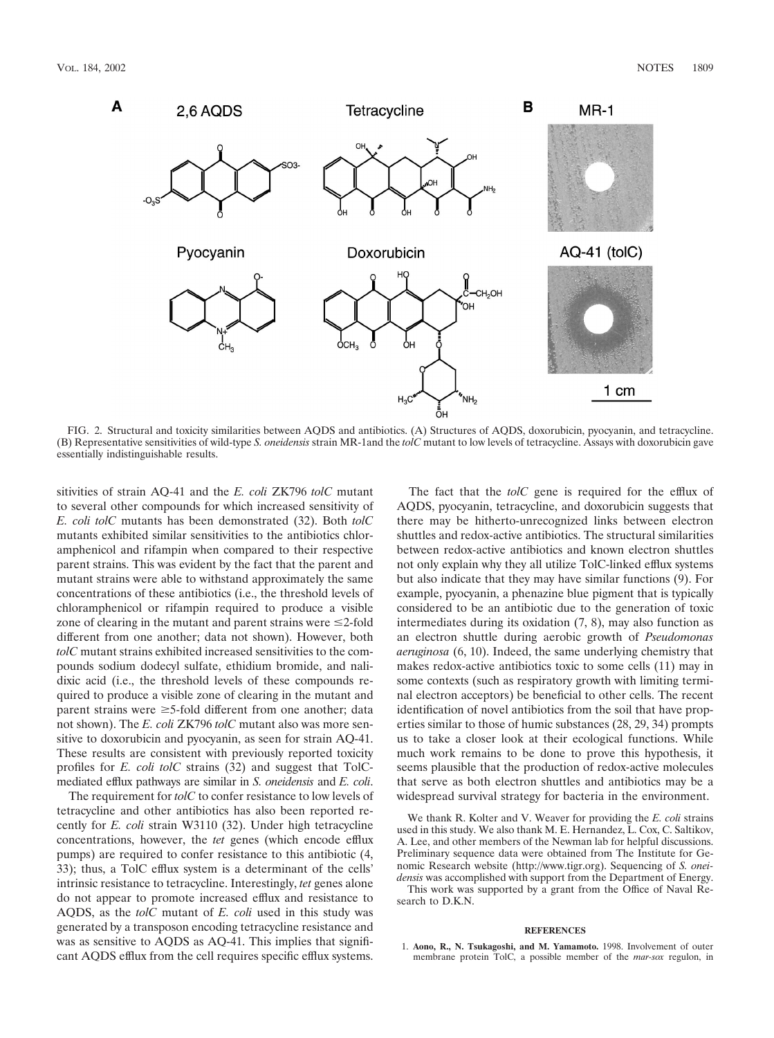FIG. 2. Structural and toxicity similarities between AQDS and antibiotics. (A) Structures of AQDS, doxorubicin, pyocyanin, and tetracycline. (B) Representative sensitivities of wild-type *S. oneidensis* strain MR-1and the *tolC* mutant to low levels of tetracycline. Assays with doxorubicin gave essentially indistinguishable results.

sitivities of strain AQ-41 and the *E. coli* ZK796 *tolC* mutant to several other compounds for which increased sensitivity of *E. coli tolC* mutants has been demonstrated (32). Both *tolC* mutants exhibited similar sensitivities to the antibiotics chloramphenicol and rifampin when compared to their respective parent strains. This was evident by the fact that the parent and mutant strains were able to withstand approximately the same concentrations of these antibiotics (i.e., the threshold levels of chloramphenicol or rifampin required to produce a visible zone of clearing in the mutant and parent strains were $\leq$2-fold different from one another; data not shown). However, both *tolC* mutant strains exhibited increased sensitivities to the compounds sodium dodecyl sulfate, ethidium bromide, and nalidixic acid (i.e., the threshold levels of these compounds required to produce a visible zone of clearing in the mutant and parent strains were $\geq$5-fold different from one another; data not shown). The *E. coli* ZK796 *tolC* mutant also was more sensitive to doxorubicin and pyocyanin, as seen for strain AQ-41. These results are consistent with previously reported toxicity profiles for *E. coli tolC* strains (32) and suggest that TolC-mediated efflux pathways are similar in *S. oneidensis* and *E. coli*.

The requirement for *tolC* to confer resistance to low levels of tetracycline and other antibiotics has also been reported recently for *E. coli* strain W3110 (32). Under high tetracycline concentrations, however, the *tet* genes (which encode efflux pumps) are required to confer resistance to this antibiotic (4, 33); thus, a TolC efflux system is a determinant of the cells' intrinsic resistance to tetracycline. Interestingly, *tet* genes alone do not appear to promote increased efflux and resistance to AQDS, as the *tolC* mutant of *E. coli* used in this study was generated by a transposon encoding tetracycline resistance and was as sensitive to AQDS as AQ-41. This implies that significant AQDS efflux from the cell requires specific efflux systems.

The fact that the *tolC* gene is required for the efflux of AQDS, pyocyanin, tetracycline, and doxorubicin suggests that there may be hitherto-unrecognized links between electron shuttles and redox-active antibiotics. The structural similarities between redox-active antibiotics and known electron shuttles not only explain why they all utilize TolC-linked efflux systems but also indicate that they may have similar functions (9). For example, pyocyanin, a phenazine blue pigment that is typically considered to be an antibiotic due to the generation of toxic intermediates during its oxidation (7, 8), may also function as an electron shuttle during aerobic growth of *Pseudomonas aeruginosa* (6, 10). Indeed, the same underlying chemistry that makes redox-active antibiotics toxic to some cells (11) may in some contexts (such as respiratory growth with limiting terminal electron acceptors) be beneficial to other cells. The recent identification of novel antibiotics from the soil that have properties similar to those of humic substances (28, 29, 34) prompts us to take a closer look at their ecological functions. While much work remains to be done to prove this hypothesis, it seems plausible that the production of redox-active molecules that serve as both electron shuttles and antibiotics may be a widespread survival strategy for bacteria in the environment.

We thank R. Kolter and V. Weaver for providing the *E. coli* strains used in this study. We also thank M. E. Hernandez, L. Cox, C. Saltikov, A. Lee, and other members of the Newman lab for helpful discussions. Preliminary sequence data were obtained from The Institute for Genomic Research website (http://www.tigr.org). Sequencing of *S. oneidensis* was accomplished with support from the Department of Energy.

This work was supported by a grant from the Office of Naval Research to D.K.N.

## REFERENCES

1. **Aono, R., N. Tsukagoshi, and M. Yamamoto.** 1998. Involvement of outer membrane protein TolC, a possible member of the *mar-sox* regulon, in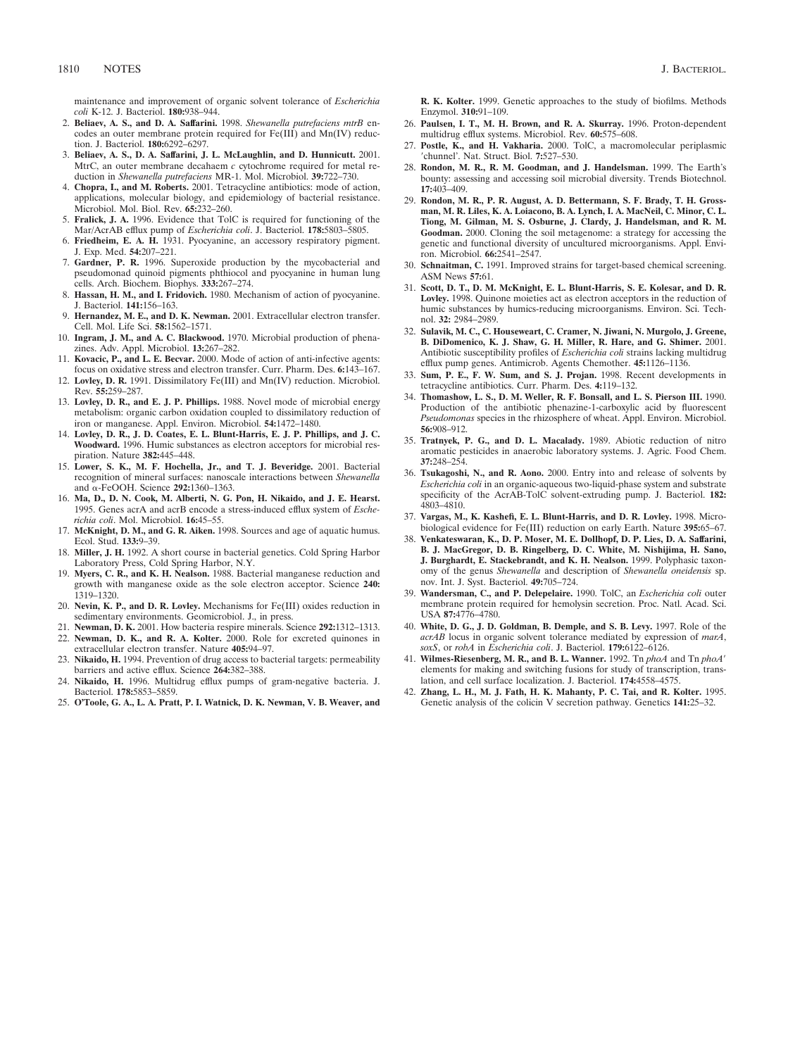maintenance and improvement of organic solvent tolerance of *Escherichia coli* K-12. J. Bacteriol. **180:**938–944.

2. **Beliaev, A. S., and D. A. Saffarini.** 1998. *Shewanella putrefaciens mtrB* encodes an outer membrane protein required for Fe(III) and Mn(IV) reduction. J. Bacteriol. **180:**6292–6297.
3. **Beliaev, A. S., D. A. Saffarini, J. L. McLaughlin, and D. Hunnicutt.** 2001. MtrC, an outer membrane decahaem *c* cytochrome required for metal reduction in *Shewanella putrefaciens* MR-1. Mol. Microbiol. **39:**722–730.
4. **Chopra, I., and M. Roberts.** 2001. Tetracycline antibiotics: mode of action, applications, molecular biology, and epidemiology of bacterial resistance. Microbiol. Mol. Biol. Rev. **65:**232–260.
5. **Fralick, J. A.** 1996. Evidence that TolC is required for functioning of the Mar/AcrAB efflux pump of *Escherichia coli*. J. Bacteriol. **178:**5803–5805.
6. **Friedheim, E. A. H.** 1931. Pyocyanine, an accessory respiratory pigment. J. Exp. Med. **54:**207–221.
7. **Gardner, P. R.** 1996. Superoxide production by the mycobacterial and pseudomonad quinoid pigments phthiocol and pyocyanine in human lung cells. Arch. Biochem. Biophys. **333:**267–274.
8. **Hassan, H. M., and I. Fridovich.** 1980. Mechanism of action of pyocyanine. J. Bacteriol. **141:**156–163.
9. **Hernandez, M. E., and D. K. Newman.** 2001. Extracellular electron transfer. Cell. Mol. Life Sci. **58:**1562–1571.
10. **Ingram, J. M., and A. C. Blackwood.** 1970. Microbial production of phenazines. Adv. Appl. Microbiol. **13:**267–282.
11. **Kovacic, P., and L. E. Becvar.** 2000. Mode of action of anti-infective agents: focus on oxidative stress and electron transfer. Curr. Pharm. Des. **6:**143–167.
12. **Lovley, D. R.** 1991. Dissimilatory Fe(III) and Mn(IV) reduction. Microbiol. Rev. **55:**259–287.
13. **Lovley, D. R., and E. J. P. Phillips.** 1988. Novel mode of microbial energy metabolism: organic carbon oxidation coupled to dissimilatory reduction of iron or manganese. Appl. Environ. Microbiol. **54:**1472–1480.
14. **Lovley, D. R., J. D. Coates, E. L. Blunt-Harris, E. J. P. Phillips, and J. C. Woodward.** 1996. Humic substances as electron acceptors for microbial respiration. Nature **382:**445–448.
15. **Lower, S. K., M. F. Hochella, Jr., and T. J. Beveridge.** 2001. Bacterial recognition of mineral surfaces: nanoscale interactions between *Shewanella* and α-FeOOH. Science **292:**1360–1363.
16. **Ma, D., D. N. Cook, M. Alberti, N. G. Pon, H. Nikaido, and J. E. Hearst.** 1995. Genes acrA and acrB encode a stress-induced efflux system of *Escherichia coli*. Mol. Microbiol. **16:**45–55.
17. **McKnight, D. M., and G. R. Aiken.** 1998. Sources and age of aquatic humus. Ecol. Stud. **133:**9–39.
18. **Miller, J. H.** 1992. A short course in bacterial genetics. Cold Spring Harbor Laboratory Press, Cold Spring Harbor, N.Y.
19. **Myers, C. R., and K. H. Nealson.** 1988. Bacterial manganese reduction and growth with manganese oxide as the sole electron acceptor. Science **240:**1319–1320.
20. **Nevin, K. P., and D. R. Lovley.** Mechanisms for Fe(III) oxides reduction in sedimentary environments. Geomicrobiol. J., in press.
21. **Newman, D. K.** 2001. How bacteria respire minerals. Science **292:**1312–1313.
22. **Newman, D. K., and R. A. Kolter.** 2000. Role for excreted quinones in extracellular electron transfer. Nature **405:**94–97.
23. **Nikaido, H.** 1994. Prevention of drug access to bacterial targets: permeability barriers and active efflux. Science **264:**382–388.
24. **Nikaido, H.** 1996. Multidrug efflux pumps of gram-negative bacteria. J. Bacteriol. **178:**5853–5859.
25. **O'Toole, G. A., L. A. Pratt, P. I. Watnick, D. K. Newman, V. B. Weaver, and R. K. Kolter.** 1999. Genetic approaches to the study of biofilms. Methods Enzymol. **310:**91–109.
26. **Paulsen, I. T., M. H. Brown, and R. A. Skurray.** 1996. Proton-dependent multidrug efflux systems. Microbiol. Rev. **60:**575–608.
27. **Postle, K., and H. Vakharia.** 2000. TolC, a macromolecular periplasmic 'chunnel'. Nat. Struct. Biol. **7:**527–530.
28. **Rondon, M. R., R. M. Goodman, and J. Handelsman.** 1999. The Earth's bounty: assessing and accessing soil microbial diversity. Trends Biotechnol. **17:**403–409.
29. **Rondon, M. R., P. R. August, A. D. Bettermann, S. F. Brady, T. H. Grossman, M. R. Liles, K. A. Loiacono, B. A. Lynch, I. A. MacNeil, C. Minor, C. L. Tiong, M. Gilman, M. S. Osburne, J. Clardy, J. Handelsman, and R. M. Goodman.** 2000. Cloning the soil metagenome: a strategy for accessing the genetic and functional diversity of uncultured microorganisms. Appl. Environ. Microbiol. **66:**2541–2547.
30. **Schnaitman, C.** 1991. Improved strains for target-based chemical screening. ASM News **57:**61.
31. **Scott, D. T., D. M. McKnight, E. L. Blunt-Harris, S. E. Kolesar, and D. R. Lovley.** 1998. Quinone moieties act as electron acceptors in the reduction of humic substances by humics-reducing microorganisms. Environ. Sci. Technol. **32:** 2984–2989.
32. **Sulavik, M. C., C. Houseweart, C. Cramer, N. Jiwani, N. Murgolo, J. Greene, B. DiDomenico, K. J. Shaw, G. H. Miller, R. Hare, and G. Shimer.** 2001. Antibiotic susceptibility profiles of *Escherichia coli* strains lacking multidrug efflux pump genes. Antimicrob. Agents Chemother. **45:**1126–1136.
33. **Sum, P. E., F. W. Sum, and S. J. Projan.** 1998. Recent developments in tetracycline antibiotics. Curr. Pharm. Des. **4:**119–132.
34. **Thomashow, L. S., D. M. Weller, R. F. Bonsall, and L. S. Pierson III.** 1990. Production of the antibiotic phenazine-1-carboxylic acid by fluorescent *Pseudomonas* species in the rhizosphere of wheat. Appl. Environ. Microbiol. **56:**908–912.
35. **Tratnyek, P. G., and D. L. Macalady.** 1989. Abiotic reduction of nitro aromatic pesticides in anaerobic laboratory systems. J. Agric. Food Chem. **37:**248–254.
36. **Tsukagoshi, N., and R. Aono.** 2000. Entry into and release of solvents by *Escherichia coli* in an organic-aqueous two-liquid-phase system and substrate specificity of the AcrAB-TolC solvent-extruding pump. J. Bacteriol. **182:** 4803–4810.
37. **Vargas, M., K. Kashefi, E. L. Blunt-Harris, and D. R. Lovley.** 1998. Microbiological evidence for Fe(III) reduction on early Earth. Nature **395:**65–67.
38. **Venkateswaran, K., D. P. Moser, M. E. Dollhopf, D. P. Lies, D. A. Saffarini, B. J. MacGregor, D. B. Ringelberg, D. C. White, M. Nishijima, H. Sano, J. Burghardt, E. Stackebrandt, and K. H. Nealson.** 1999. Polyphasic taxonomy of the genus *Shewanella* and description of *Shewanella oneidensis* sp. nov. Int. J. Syst. Bacteriol. **49:**705–724.
39. **Wandersman, C., and P. Delepelaire.** 1990. TolC, an *Escherichia coli* outer membrane protein required for hemolysin secretion. Proc. Natl. Acad. Sci. USA **87:**4776–4780.
40. **White, D. G., J. D. Goldman, B. Demple, and S. B. Levy.** 1997. Role of the *acrAB* locus in organic solvent tolerance mediated by expression of *marA*, *soxS*, or *robA* in *Escherichia coli*. J. Bacteriol. **179:**6122–6126.
41. **Wilmes-Riesenberg, M. R., and B. L. Wanner.** 1992. Tn *phoA* and Tn *phoA'* elements for making and switching fusions for study of transcription, translation, and cell surface localization. J. Bacteriol. **174:**4558–4575.
42. **Zhang, L. H., M. J. Fath, H. K. Mahanty, P. C. Tai, and R. Kolter.** 1995. Genetic analysis of the colicin V secretion pathway. Genetics **141:**25–32.